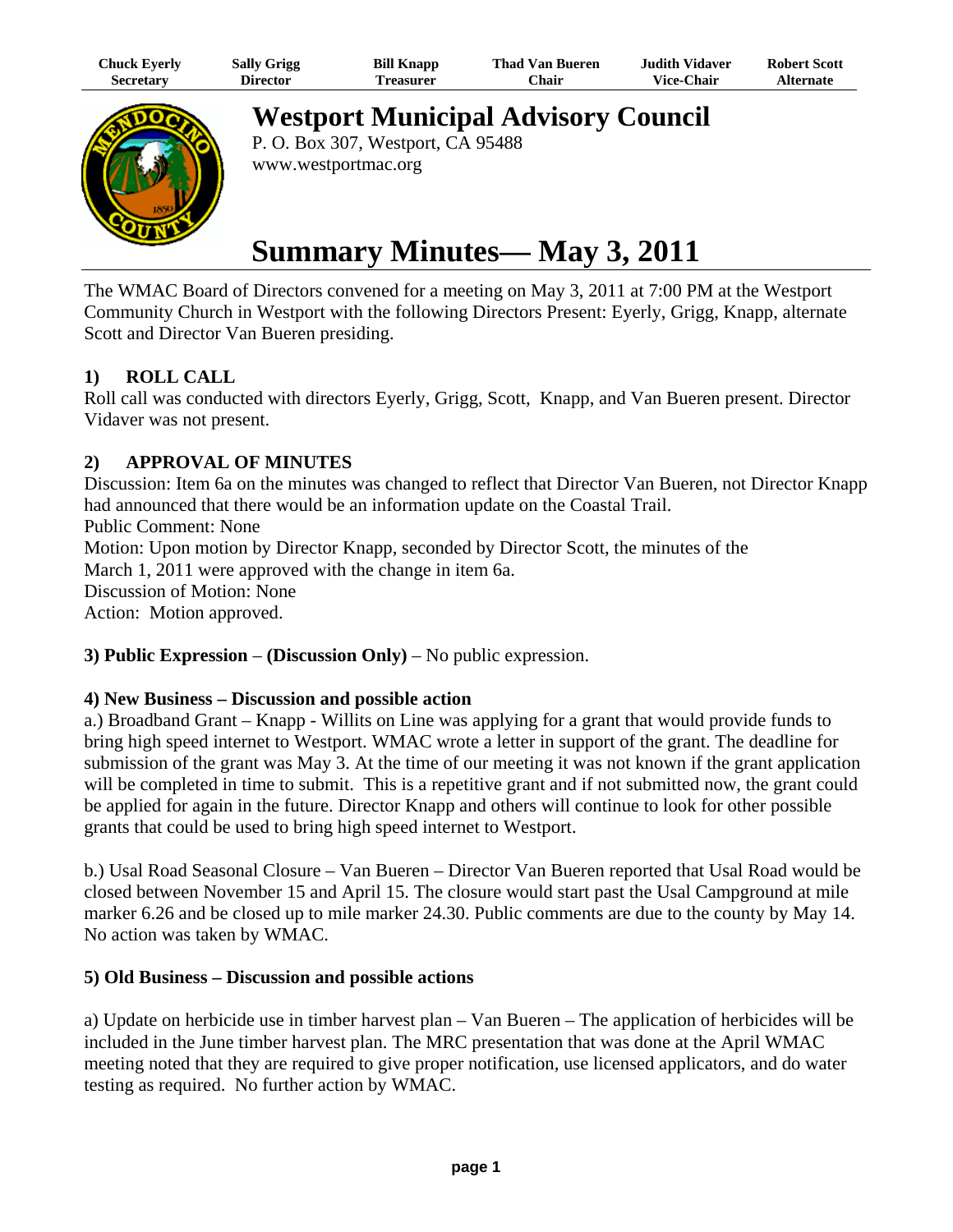| Chuck Everly Secretary | Sally Grigg Director | Bill Knapp Treasurer | Thad Van Bueren Chair | Judith Vidaver Vice-Chair | Robert Scott Alternate |
|---|---|---|---|---|---|

# Westport Municipal Advisory Council

P. O. Box 307, Westport, CA 95488
www.westportmac.org

# Summary Minutes— May 3, 2011

The WMAC Board of Directors convened for a meeting on May 3, 2011 at 7:00 PM at the Westport Community Church in Westport with the following Directors Present: Eyerly, Grigg, Knapp, alternate Scott and Director Van Bueren presiding.

### 1) ROLL CALL

Roll call was conducted with directors Eyerly, Grigg, Scott, Knapp, and Van Bueren present. Director Vidaver was not present.

### 2) APPROVAL OF MINUTES

Discussion: Item 6a on the minutes was changed to reflect that Director Van Bueren, not Director Knapp had announced that there would be an information update on the Coastal Trail.
Public Comment: None
Motion: Upon motion by Director Knapp, seconded by Director Scott, the minutes of the March 1, 2011 were approved with the change in item 6a.
Discussion of Motion: None
Action: Motion approved.

**3) Public Expression** – **(Discussion Only)** – No public expression.

**4) New Business – Discussion and possible action**

a.) Broadband Grant – Knapp - Willits on Line was applying for a grant that would provide funds to bring high speed internet to Westport. WMAC wrote a letter in support of the grant. The deadline for submission of the grant was May 3. At the time of our meeting it was not known if the grant application will be completed in time to submit. This is a repetitive grant and if not submitted now, the grant could be applied for again in the future. Director Knapp and others will continue to look for other possible grants that could be used to bring high speed internet to Westport.

b.) Usal Road Seasonal Closure – Van Bueren – Director Van Bueren reported that Usal Road would be closed between November 15 and April 15. The closure would start past the Usal Campground at mile marker 6.26 and be closed up to mile marker 24.30. Public comments are due to the county by May 14. No action was taken by WMAC.

**5) Old Business – Discussion and possible actions**

a) Update on herbicide use in timber harvest plan – Van Bueren – The application of herbicides will be included in the June timber harvest plan. The MRC presentation that was done at the April WMAC meeting noted that they are required to give proper notification, use licensed applicators, and do water testing as required. No further action by WMAC.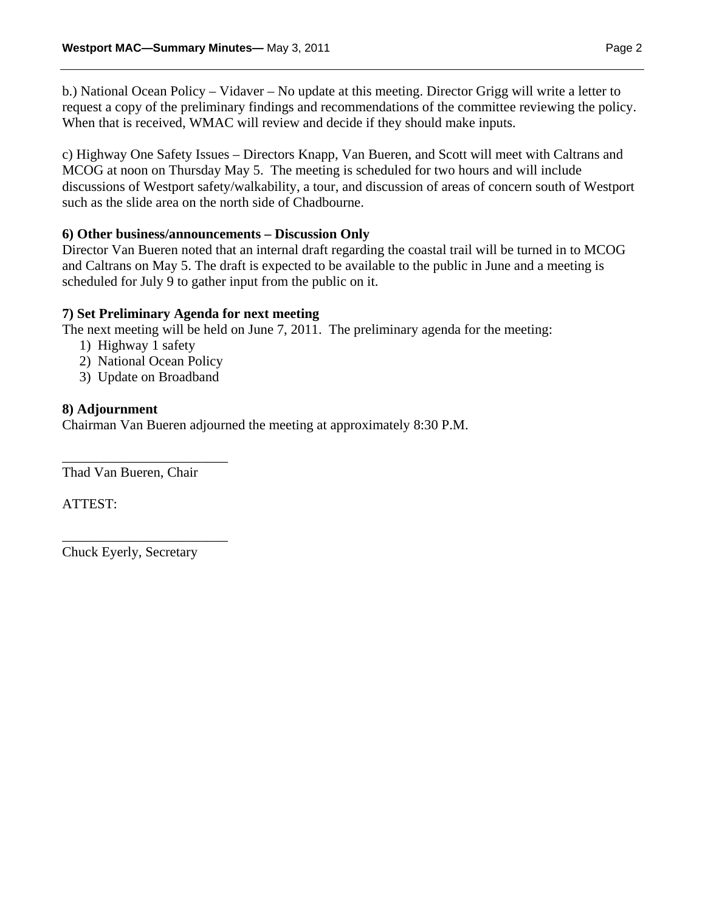b.) National Ocean Policy – Vidaver – No update at this meeting. Director Grigg will write a letter to request a copy of the preliminary findings and recommendations of the committee reviewing the policy. When that is received, WMAC will review and decide if they should make inputs.

c) Highway One Safety Issues – Directors Knapp, Van Bueren, and Scott will meet with Caltrans and MCOG at noon on Thursday May 5. The meeting is scheduled for two hours and will include discussions of Westport safety/walkability, a tour, and discussion of areas of concern south of Westport such as the slide area on the north side of Chadbourne.

**6) Other business/announcements – Discussion Only**

Director Van Bueren noted that an internal draft regarding the coastal trail will be turned in to MCOG and Caltrans on May 5. The draft is expected to be available to the public in June and a meeting is scheduled for July 9 to gather input from the public on it.

**7) Set Preliminary Agenda for next meeting**

The next meeting will be held on June 7, 2011. The preliminary agenda for the meeting:

1) Highway 1 safety
2) National Ocean Policy
3) Update on Broadband

**8) Adjournment**

Chairman Van Bueren adjourned the meeting at approximately 8:30 P.M.

\_\_\_\_\_\_\_\_\_\_\_\_\_\_\_\_\_\_\_\_\_\_\_\_

Thad Van Bueren, Chair

ATTEST:

\_\_\_\_\_\_\_\_\_\_\_\_\_\_\_\_\_\_\_\_\_\_\_\_

Chuck Eyerly, Secretary